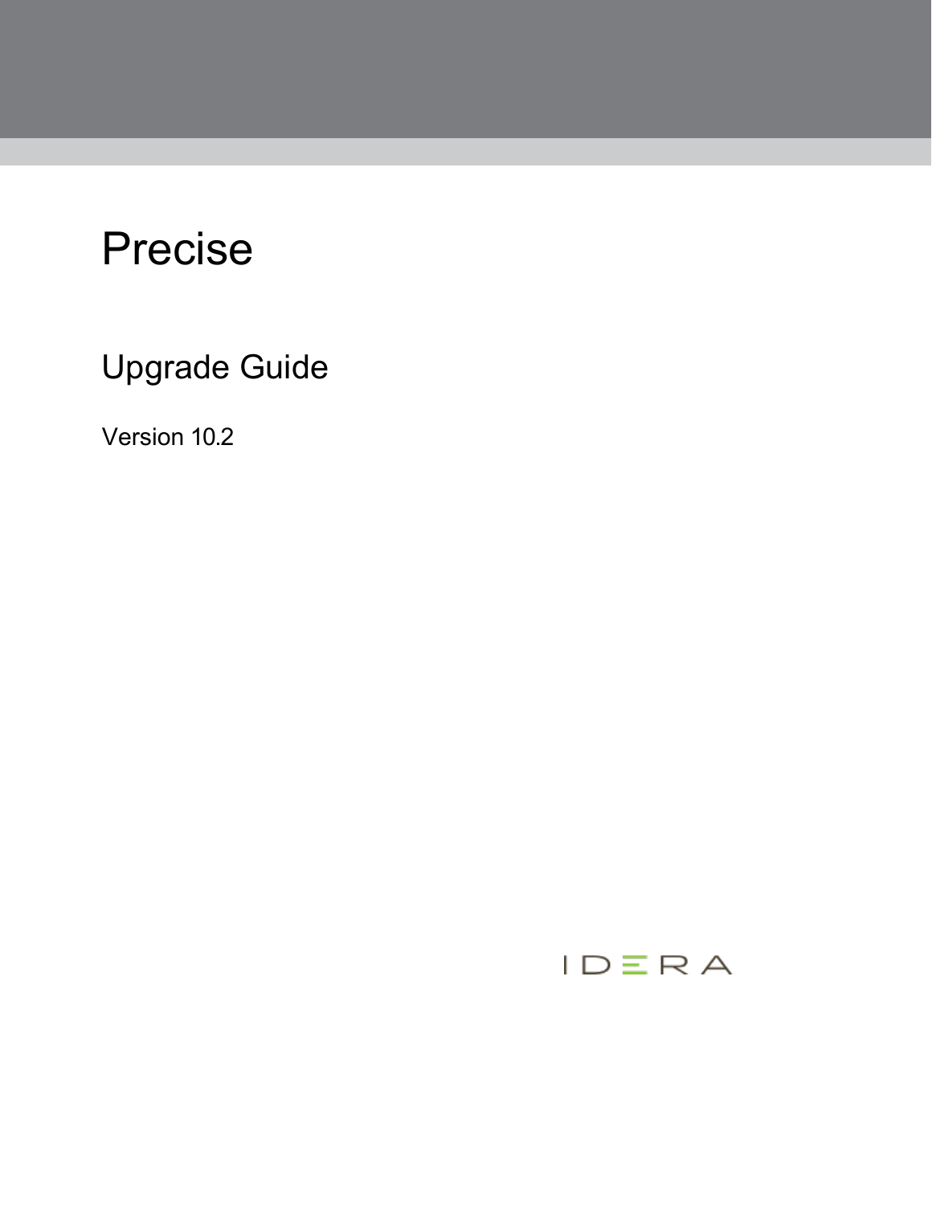# Precise

## Upgrade Guide

Version 10.2

IDERA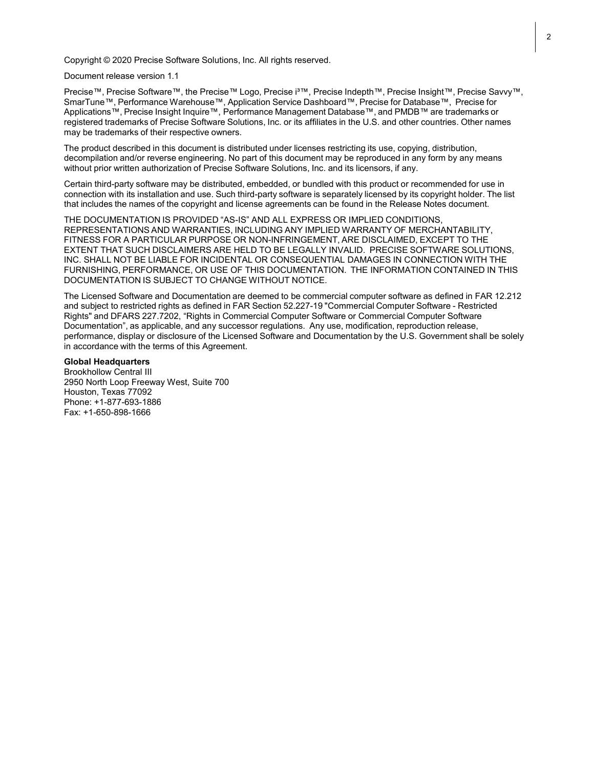Copyright © 2020 Precise Software Solutions, Inc. All rights reserved.

Document release version 1.1

Precise™, Precise Software™, the Precise™ Logo, Precise i³™, Precise Indepth™, Precise Insight™, Precise Savvy™, SmarTune™, Performance Warehouse™, Application Service Dashboard™, Precise for Database™, Precise for Applications™, Precise Insight Inquire™, Performance Management Database™, and PMDB™ are trademarks or registered trademarks of Precise Software Solutions, Inc. or its affiliates in the U.S. and other countries. Other names may be trademarks of their respective owners.

The product described in this document is distributed under licenses restricting its use, copying, distribution, decompilation and/or reverse engineering. No part of this document may be reproduced in any form by any means without prior written authorization of Precise Software Solutions, Inc. and its licensors, if any.

Certain third-party software may be distributed, embedded, or bundled with this product or recommended for use in connection with its installation and use. Such third-party software is separately licensed by its copyright holder. The list that includes the names of the copyright and license agreements can be found in the Release Notes document.

THE DOCUMENTATION IS PROVIDED "AS-IS" AND ALL EXPRESS OR IMPLIED CONDITIONS, REPRESENTATIONS AND WARRANTIES, INCLUDING ANY IMPLIED WARRANTY OF MERCHANTABILITY, FITNESS FOR A PARTICULAR PURPOSE OR NON-INFRINGEMENT, ARE DISCLAIMED, EXCEPT TO THE EXTENT THAT SUCH DISCLAIMERS ARE HELD TO BE LEGALLY INVALID. PRECISE SOFTWARE SOLUTIONS, INC. SHALL NOT BE LIABLE FOR INCIDENTAL OR CONSEQUENTIAL DAMAGES IN CONNECTION WITH THE FURNISHING, PERFORMANCE, OR USE OF THIS DOCUMENTATION. THE INFORMATION CONTAINED IN THIS DOCUMENTATION IS SUBJECT TO CHANGE WITHOUT NOTICE.

The Licensed Software and Documentation are deemed to be commercial computer software as defined in FAR 12.212 and subject to restricted rights as defined in FAR Section 52.227-19 "Commercial Computer Software - Restricted Rights" and DFARS 227.7202, "Rights in Commercial Computer Software or Commercial Computer Software Documentation", as applicable, and any successor regulations. Any use, modification, reproduction release, performance, display or disclosure of the Licensed Software and Documentation by the U.S. Government shall be solely in accordance with the terms of this Agreement.

**Global Headquarters**
Brookhollow Central III
2950 North Loop Freeway West, Suite 700
Houston, Texas 77092
Phone: +1-877-693-1886
Fax: +1-650-898-1666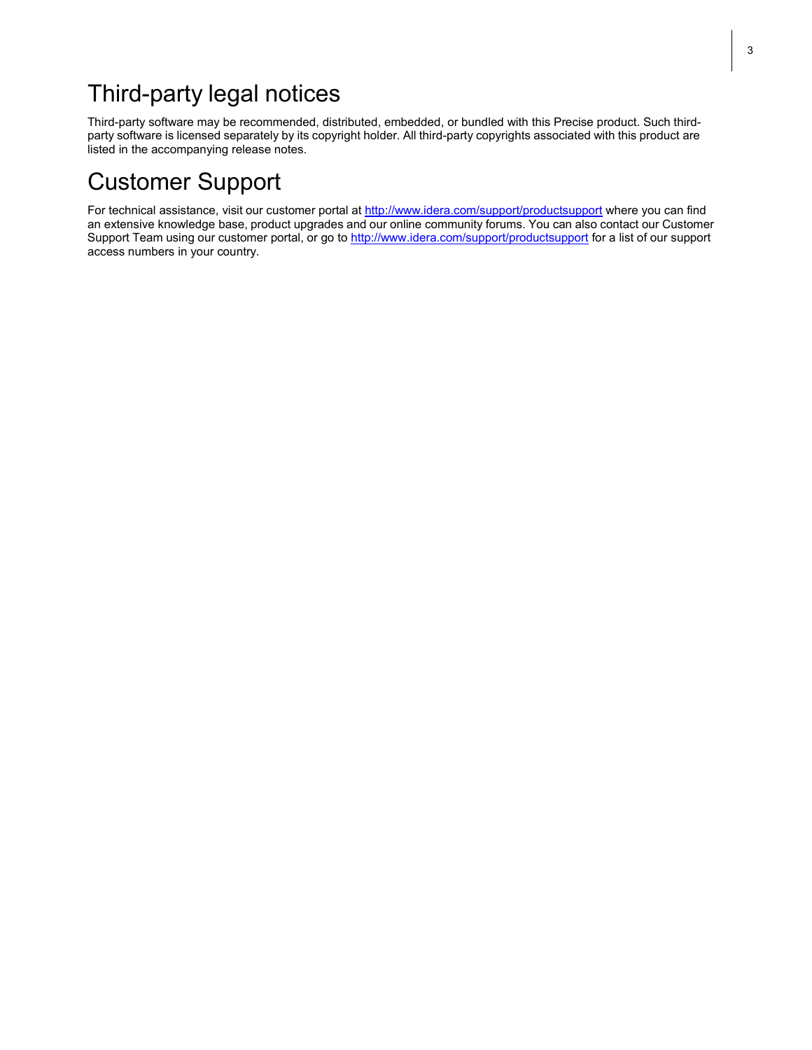# Third-party legal notices

Third-party software may be recommended, distributed, embedded, or bundled with this Precise product. Such third-party software is licensed separately by its copyright holder. All third-party copyrights associated with this product are listed in the accompanying release notes.

# Customer Support

For technical assistance, visit our customer portal at [http://www.idera.com/support/productsupport](http://www.idera.com/support/productsupport) where you can find an extensive knowledge base, product upgrades and our online community forums. You can also contact our Customer Support Team using our customer portal, or go to [http://www.idera.com/support/productsupport](http://www.idera.com/support/productsupport) for a list of our support access numbers in your country.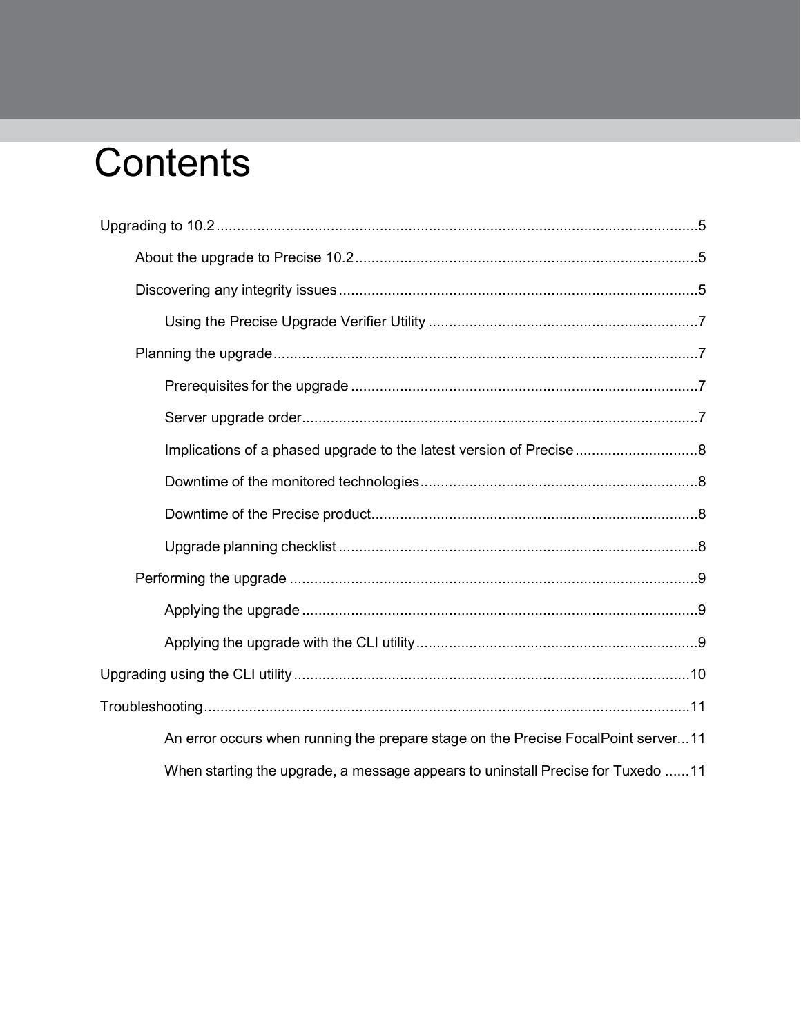# Contents

- Upgrading to 10.2 ..... 5
  - About the upgrade to Precise 10.2 ..... 5
  - Discovering any integrity issues ..... 5
    - Using the Precise Upgrade Verifier Utility ..... 7
  - Planning the upgrade ..... 7
    - Prerequisites for the upgrade ..... 7
    - Server upgrade order ..... 7
    - Implications of a phased upgrade to the latest version of Precise ..... 8
    - Downtime of the monitored technologies ..... 8
    - Downtime of the Precise product ..... 8
    - Upgrade planning checklist ..... 8
  - Performing the upgrade ..... 9
    - Applying the upgrade ..... 9
    - Applying the upgrade with the CLI utility ..... 9
- Upgrading using the CLI utility ..... 10
- Troubleshooting ..... 11
    - An error occurs when running the prepare stage on the Precise FocalPoint server ..... 11
    - When starting the upgrade, a message appears to uninstall Precise for Tuxedo ..... 11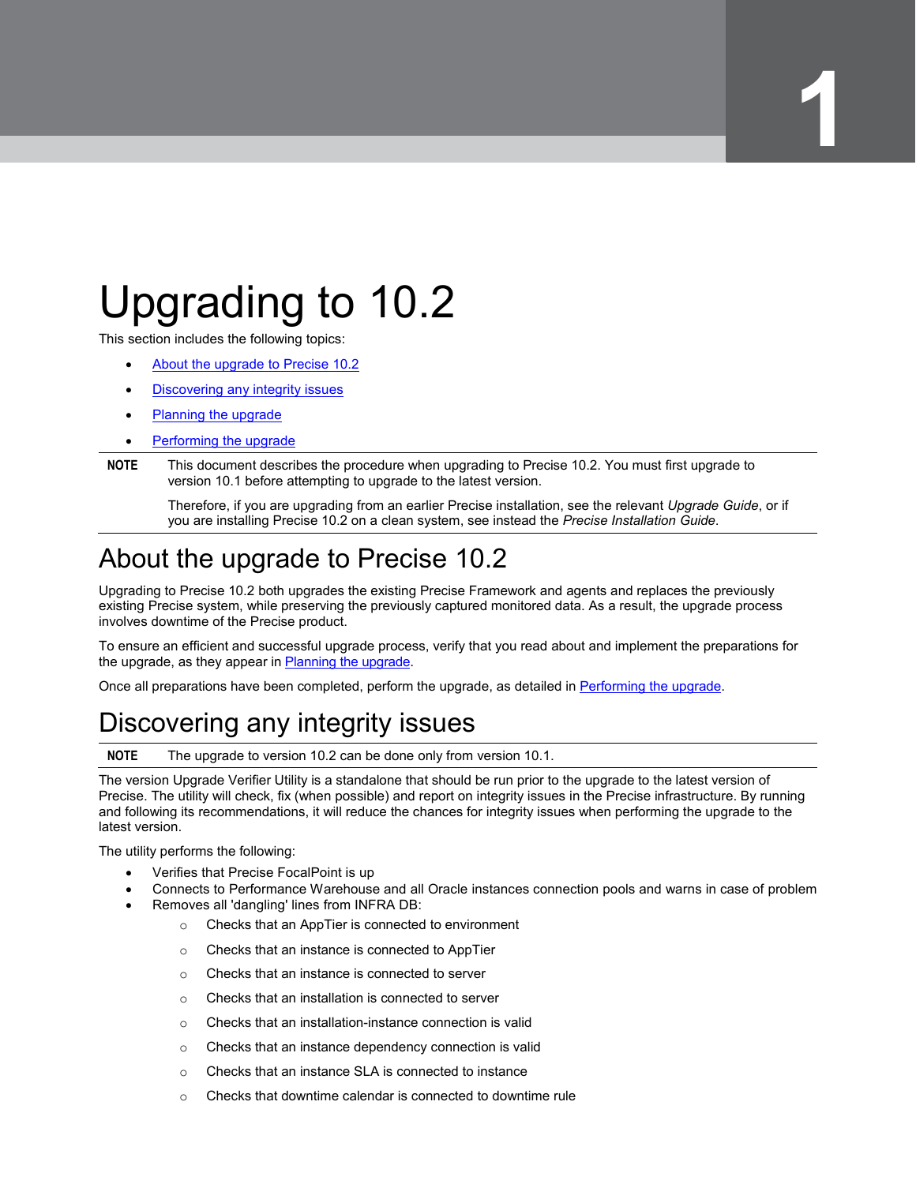# Upgrading to 10.2

This section includes the following topics:

- About the upgrade to Precise 10.2
- Discovering any integrity issues
- Planning the upgrade
- Performing the upgrade

**NOTE** This document describes the procedure when upgrading to Precise 10.2. You must first upgrade to version 10.1 before attempting to upgrade to the latest version.

Therefore, if you are upgrading from an earlier Precise installation, see the relevant *Upgrade Guide*, or if you are installing Precise 10.2 on a clean system, see instead the *Precise Installation Guide*.

## About the upgrade to Precise 10.2

Upgrading to Precise 10.2 both upgrades the existing Precise Framework and agents and replaces the previously existing Precise system, while preserving the previously captured monitored data. As a result, the upgrade process involves downtime of the Precise product.

To ensure an efficient and successful upgrade process, verify that you read about and implement the preparations for the upgrade, as they appear in Planning the upgrade.

Once all preparations have been completed, perform the upgrade, as detailed in Performing the upgrade.

## Discovering any integrity issues

**NOTE** The upgrade to version 10.2 can be done only from version 10.1.

The version Upgrade Verifier Utility is a standalone that should be run prior to the upgrade to the latest version of Precise. The utility will check, fix (when possible) and report on integrity issues in the Precise infrastructure. By running and following its recommendations, it will reduce the chances for integrity issues when performing the upgrade to the latest version.

The utility performs the following:

- Verifies that Precise FocalPoint is up
- Connects to Performance Warehouse and all Oracle instances connection pools and warns in case of problem
- Removes all 'dangling' lines from INFRA DB:
  - Checks that an AppTier is connected to environment
  - Checks that an instance is connected to AppTier
  - Checks that an instance is connected to server
  - Checks that an installation is connected to server
  - Checks that an installation-instance connection is valid
  - Checks that an instance dependency connection is valid
  - Checks that an instance SLA is connected to instance
  - Checks that downtime calendar is connected to downtime rule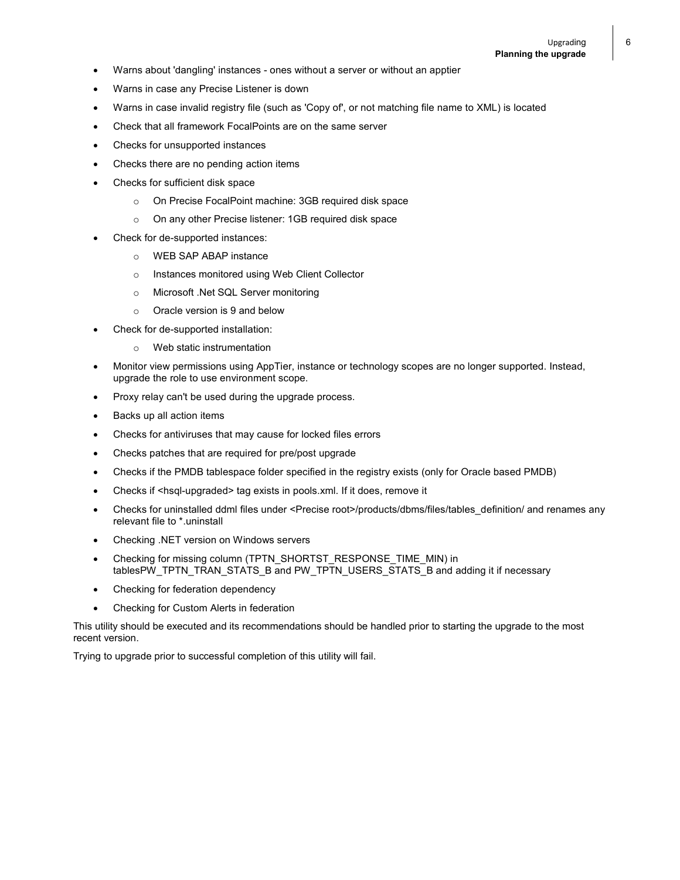- Warns about 'dangling' instances - ones without a server or without an apptier
- Warns in case any Precise Listener is down
- Warns in case invalid registry file (such as 'Copy of', or not matching file name to XML) is located
- Check that all framework FocalPoints are on the same server
- Checks for unsupported instances
- Checks there are no pending action items
- Checks for sufficient disk space
  - On Precise FocalPoint machine: 3GB required disk space
  - On any other Precise listener: 1GB required disk space
- Check for de-supported instances:
  - WEB SAP ABAP instance
  - Instances monitored using Web Client Collector
  - Microsoft .Net SQL Server monitoring
  - Oracle version is 9 and below
- Check for de-supported installation:
  - Web static instrumentation
- Monitor view permissions using AppTier, instance or technology scopes are no longer supported. Instead, upgrade the role to use environment scope.
- Proxy relay can't be used during the upgrade process.
- Backs up all action items
- Checks for antiviruses that may cause for locked files errors
- Checks patches that are required for pre/post upgrade
- Checks if the PMDB tablespace folder specified in the registry exists (only for Oracle based PMDB)
- Checks if <hsql-upgraded> tag exists in pools.xml. If it does, remove it
- Checks for uninstalled ddml files under <Precise root>/products/dbms/files/tables_definition/ and renames any relevant file to *.uninstall
- Checking .NET version on Windows servers
- Checking for missing column (TPTN_SHORTST_RESPONSE_TIME_MIN) in tablesPW_TPTN_TRAN_STATS_B and PW_TPTN_USERS_STATS_B and adding it if necessary
- Checking for federation dependency
- Checking for Custom Alerts in federation

This utility should be executed and its recommendations should be handled prior to starting the upgrade to the most recent version.

Trying to upgrade prior to successful completion of this utility will fail.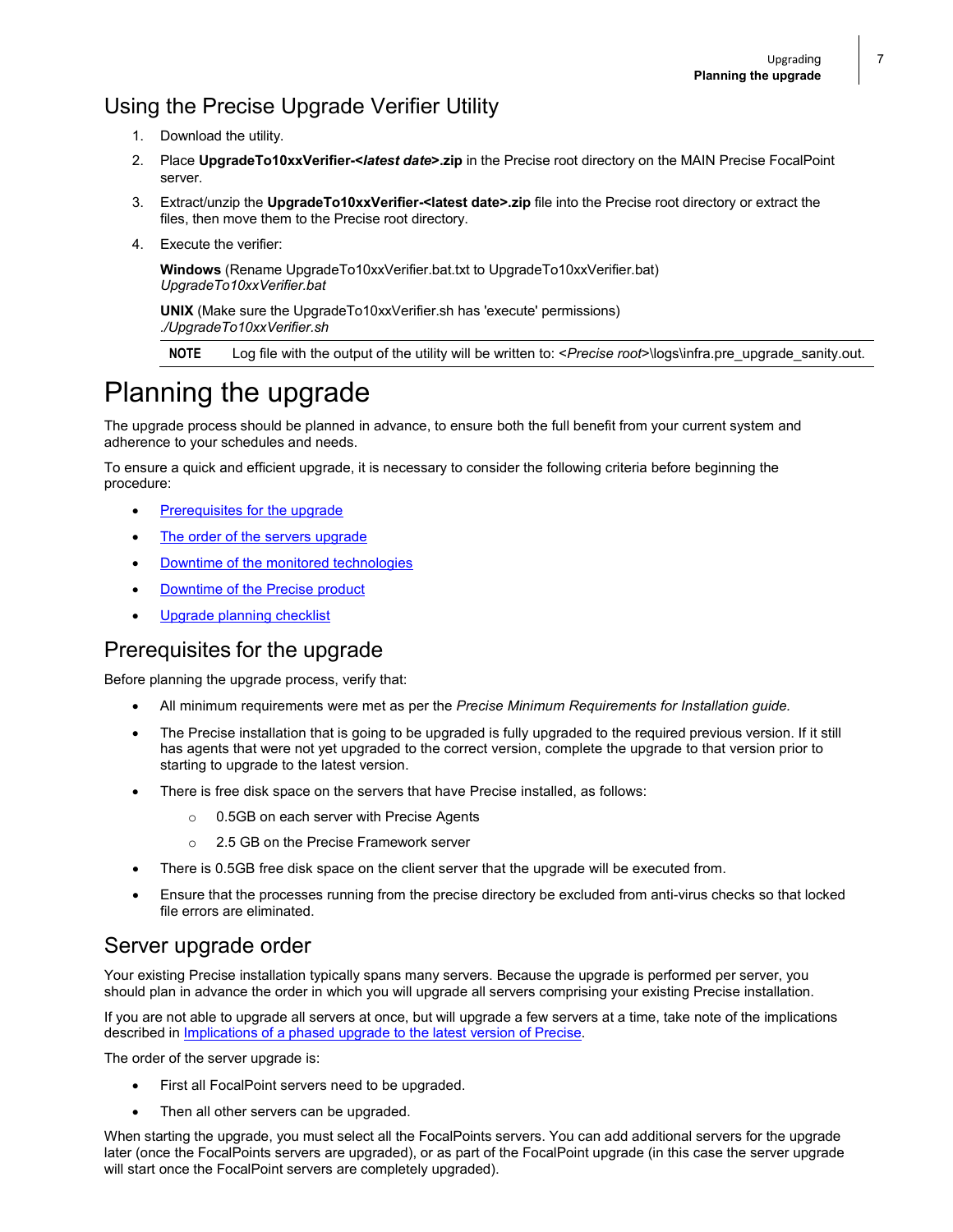## Using the Precise Upgrade Verifier Utility

1. Download the utility.
2. Place **UpgradeTo10xxVerifier-<*latest date*>.zip** in the Precise root directory on the MAIN Precise FocalPoint server.
3. Extract/unzip the **UpgradeTo10xxVerifier-<latest date>.zip** file into the Precise root directory or extract the files, then move them to the Precise root directory.
4. Execute the verifier:

   **Windows** (Rename UpgradeTo10xxVerifier.bat.txt to UpgradeTo10xxVerifier.bat)
   *UpgradeTo10xxVerifier.bat*

   **UNIX** (Make sure the UpgradeTo10xxVerifier.sh has 'execute' permissions)
   *./UpgradeTo10xxVerifier.sh*

**NOTE** Log file with the output of the utility will be written to: <*Precise root*>\logs\infra.pre_upgrade_sanity.out.

# Planning the upgrade

The upgrade process should be planned in advance, to ensure both the full benefit from your current system and adherence to your schedules and needs.

To ensure a quick and efficient upgrade, it is necessary to consider the following criteria before beginning the procedure:

- Prerequisites for the upgrade
- The order of the servers upgrade
- Downtime of the monitored technologies
- Downtime of the Precise product
- Upgrade planning checklist

## Prerequisites for the upgrade

Before planning the upgrade process, verify that:

- All minimum requirements were met as per the *Precise Minimum Requirements for Installation guide.*
- The Precise installation that is going to be upgraded is fully upgraded to the required previous version. If it still has agents that were not yet upgraded to the correct version, complete the upgrade to that version prior to starting to upgrade to the latest version.
- There is free disk space on the servers that have Precise installed, as follows:
  - 0.5GB on each server with Precise Agents
  - 2.5 GB on the Precise Framework server
- There is 0.5GB free disk space on the client server that the upgrade will be executed from.
- Ensure that the processes running from the precise directory be excluded from anti-virus checks so that locked file errors are eliminated.

## Server upgrade order

Your existing Precise installation typically spans many servers. Because the upgrade is performed per server, you should plan in advance the order in which you will upgrade all servers comprising your existing Precise installation.

If you are not able to upgrade all servers at once, but will upgrade a few servers at a time, take note of the implications described in Implications of a phased upgrade to the latest version of Precise.

The order of the server upgrade is:

- First all FocalPoint servers need to be upgraded.
- Then all other servers can be upgraded.

When starting the upgrade, you must select all the FocalPoints servers. You can add additional servers for the upgrade later (once the FocalPoints servers are upgraded), or as part of the FocalPoint upgrade (in this case the server upgrade will start once the FocalPoint servers are completely upgraded).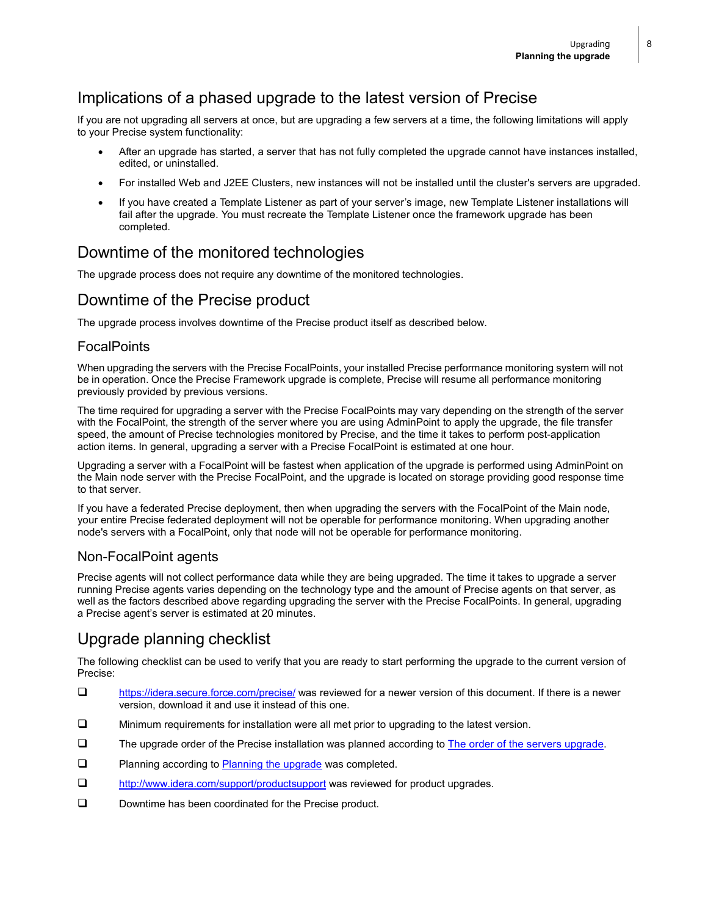## Implications of a phased upgrade to the latest version of Precise

If you are not upgrading all servers at once, but are upgrading a few servers at a time, the following limitations will apply to your Precise system functionality:

- After an upgrade has started, a server that has not fully completed the upgrade cannot have instances installed, edited, or uninstalled.
- For installed Web and J2EE Clusters, new instances will not be installed until the cluster's servers are upgraded.
- If you have created a Template Listener as part of your server's image, new Template Listener installations will fail after the upgrade. You must recreate the Template Listener once the framework upgrade has been completed.

## Downtime of the monitored technologies

The upgrade process does not require any downtime of the monitored technologies.

## Downtime of the Precise product

The upgrade process involves downtime of the Precise product itself as described below.

### FocalPoints

When upgrading the servers with the Precise FocalPoints, your installed Precise performance monitoring system will not be in operation. Once the Precise Framework upgrade is complete, Precise will resume all performance monitoring previously provided by previous versions.

The time required for upgrading a server with the Precise FocalPoints may vary depending on the strength of the server with the FocalPoint, the strength of the server where you are using AdminPoint to apply the upgrade, the file transfer speed, the amount of Precise technologies monitored by Precise, and the time it takes to perform post-application action items. In general, upgrading a server with a Precise FocalPoint is estimated at one hour.

Upgrading a server with a FocalPoint will be fastest when application of the upgrade is performed using AdminPoint on the Main node server with the Precise FocalPoint, and the upgrade is located on storage providing good response time to that server.

If you have a federated Precise deployment, then when upgrading the servers with the FocalPoint of the Main node, your entire Precise federated deployment will not be operable for performance monitoring. When upgrading another node's servers with a FocalPoint, only that node will not be operable for performance monitoring.

### Non-FocalPoint agents

Precise agents will not collect performance data while they are being upgraded. The time it takes to upgrade a server running Precise agents varies depending on the technology type and the amount of Precise agents on that server, as well as the factors described above regarding upgrading the server with the Precise FocalPoints. In general, upgrading a Precise agent's server is estimated at 20 minutes.

## Upgrade planning checklist

The following checklist can be used to verify that you are ready to start performing the upgrade to the current version of Precise:

- [ ] https://idera.secure.force.com/precise/ was reviewed for a newer version of this document. If there is a newer version, download it and use it instead of this one.
- [ ] Minimum requirements for installation were all met prior to upgrading to the latest version.
- [ ] The upgrade order of the Precise installation was planned according to The order of the servers upgrade.
- [ ] Planning according to Planning the upgrade was completed.
- [ ] http://www.idera.com/support/productsupport was reviewed for product upgrades.
- [ ] Downtime has been coordinated for the Precise product.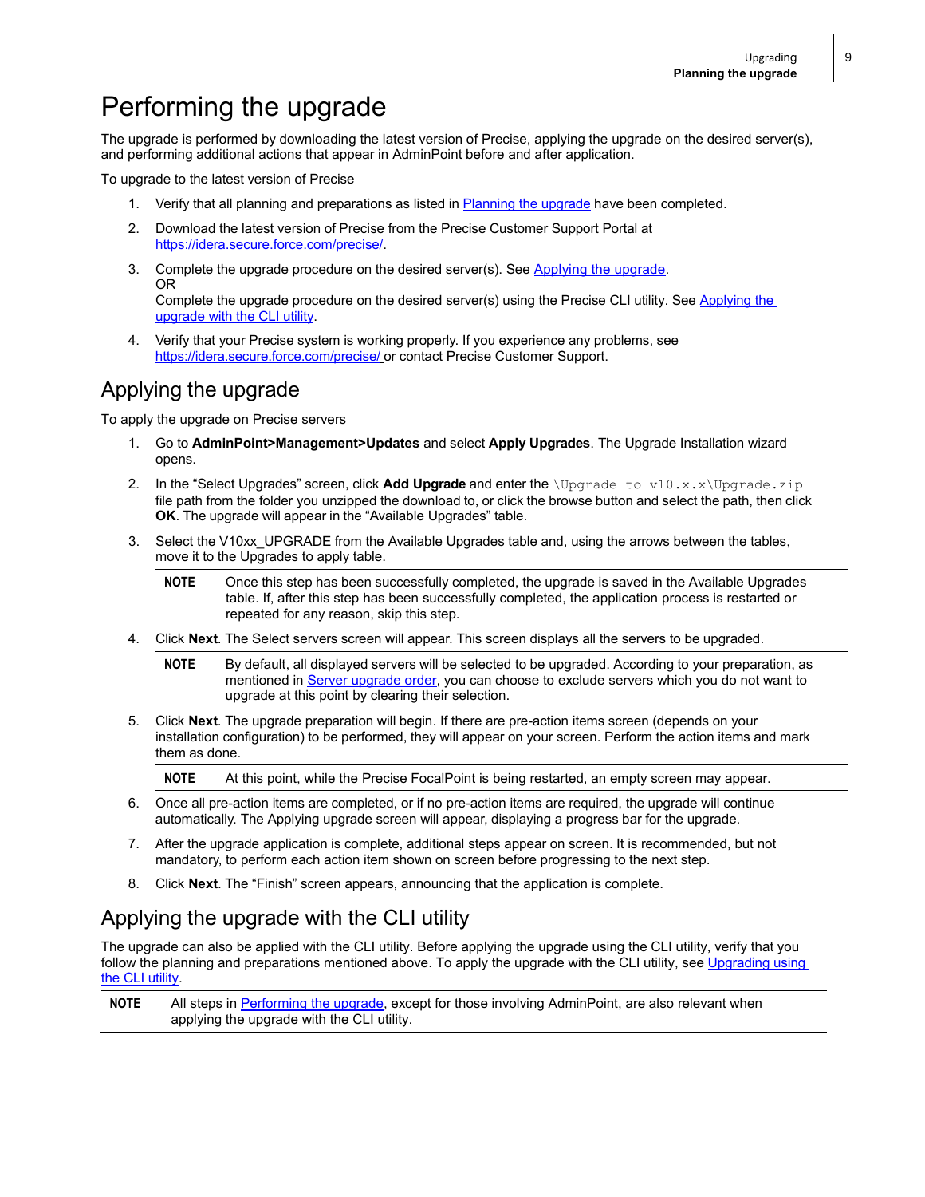# Performing the upgrade

The upgrade is performed by downloading the latest version of Precise, applying the upgrade on the desired server(s), and performing additional actions that appear in AdminPoint before and after application.

To upgrade to the latest version of Precise

1. Verify that all planning and preparations as listed in [Planning the upgrade]() have been completed.
2. Download the latest version of Precise from the Precise Customer Support Portal at [https://idera.secure.force.com/precise/](https://idera.secure.force.com/precise/).
3. Complete the upgrade procedure on the desired server(s). See [Applying the upgrade]().
   OR
   Complete the upgrade procedure on the desired server(s) using the Precise CLI utility. See [Applying the upgrade with the CLI utility]().
4. Verify that your Precise system is working properly. If you experience any problems, see [https://idera.secure.force.com/precise/](https://idera.secure.force.com/precise/) or contact Precise Customer Support.

## Applying the upgrade

To apply the upgrade on Precise servers

1. Go to **AdminPoint>Management>Updates** and select **Apply Upgrades**. The Upgrade Installation wizard opens.
2. In the "Select Upgrades" screen, click **Add Upgrade** and enter the `\Upgrade to v10.x.x\Upgrade.zip` file path from the folder you unzipped the download to, or click the browse button and select the path, then click **OK**. The upgrade will appear in the "Available Upgrades" table.
3. Select the V10xx_UPGRADE from the Available Upgrades table and, using the arrows between the tables, move it to the Upgrades to apply table.

   **NOTE** Once this step has been successfully completed, the upgrade is saved in the Available Upgrades table. If, after this step has been successfully completed, the application process is restarted or repeated for any reason, skip this step.

4. Click **Next**. The Select servers screen will appear. This screen displays all the servers to be upgraded.

   **NOTE** By default, all displayed servers will be selected to be upgraded. According to your preparation, as mentioned in [Server upgrade order](), you can choose to exclude servers which you do not want to upgrade at this point by clearing their selection.

5. Click **Next**. The upgrade preparation will begin. If there are pre-action items screen (depends on your installation configuration) to be performed, they will appear on your screen. Perform the action items and mark them as done.

   **NOTE** At this point, while the Precise FocalPoint is being restarted, an empty screen may appear.

6. Once all pre-action items are completed, or if no pre-action items are required, the upgrade will continue automatically. The Applying upgrade screen will appear, displaying a progress bar for the upgrade.
7. After the upgrade application is complete, additional steps appear on screen. It is recommended, but not mandatory, to perform each action item shown on screen before progressing to the next step.
8. Click **Next**. The "Finish" screen appears, announcing that the application is complete.

## Applying the upgrade with the CLI utility

The upgrade can also be applied with the CLI utility. Before applying the upgrade using the CLI utility, verify that you follow the planning and preparations mentioned above. To apply the upgrade with the CLI utility, see [Upgrading using the CLI utility]().

**NOTE** All steps in [Performing the upgrade](), except for those involving AdminPoint, are also relevant when applying the upgrade with the CLI utility.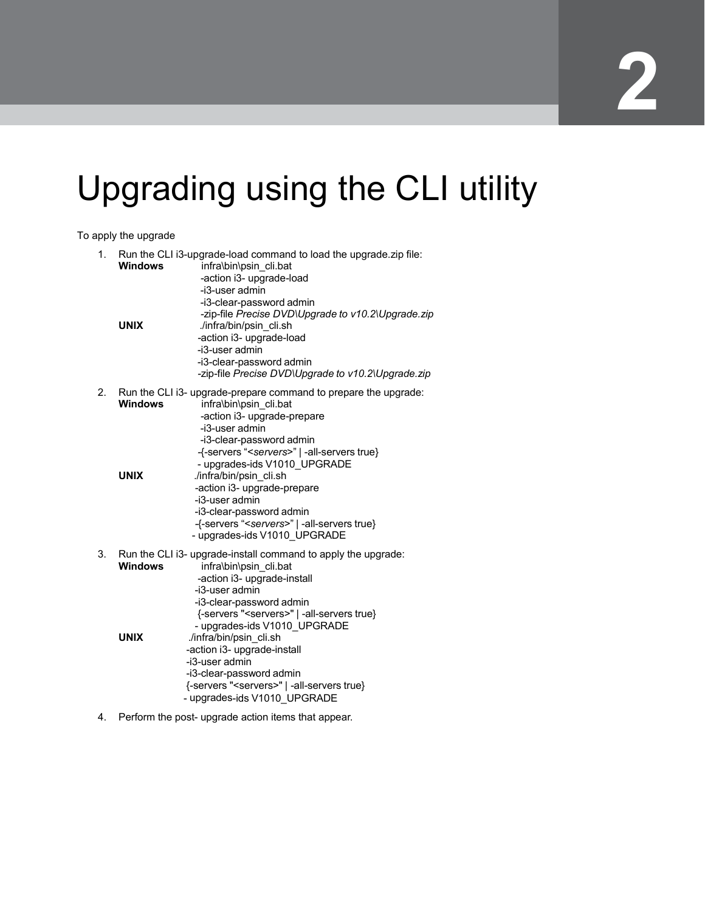# 2

# Upgrading using the CLI utility

To apply the upgrade

1. Run the CLI i3-upgrade-load command to load the upgrade.zip file:

   **Windows** infra\bin\psin_cli.bat
   -action i3- upgrade-load
   -i3-user admin
   -i3-clear-password admin
   -zip-file *Precise DVD\Upgrade to v10.2\Upgrade.zip*

   **UNIX** ./infra/bin/psin_cli.sh
   -action i3- upgrade-load
   -i3-user admin
   -i3-clear-password admin
   -zip-file *Precise DVD\Upgrade to v10.2\Upgrade.zip*

2. Run the CLI i3- upgrade-prepare command to prepare the upgrade:

   **Windows** infra\bin\psin_cli.bat
   -action i3- upgrade-prepare
   -i3-user admin
   -i3-clear-password admin
   -{-servers "<*servers*>" | -all-servers true}
   - upgrades-ids V1010_UPGRADE

   **UNIX** ./infra/bin/psin_cli.sh
   -action i3- upgrade-prepare
   -i3-user admin
   -i3-clear-password admin
   -{-servers "<*servers*>" | -all-servers true}
   - upgrades-ids V1010_UPGRADE

3. Run the CLI i3- upgrade-install command to apply the upgrade:

   **Windows** infra\bin\psin_cli.bat
   -action i3- upgrade-install
   -i3-user admin
   -i3-clear-password admin
   {-servers "<servers>" | -all-servers true}
   - upgrades-ids V1010_UPGRADE

   **UNIX** ./infra/bin/psin_cli.sh
   -action i3- upgrade-install
   -i3-user admin
   -i3-clear-password admin
   {-servers "<servers>" | -all-servers true}
   - upgrades-ids V1010_UPGRADE

4. Perform the post- upgrade action items that appear.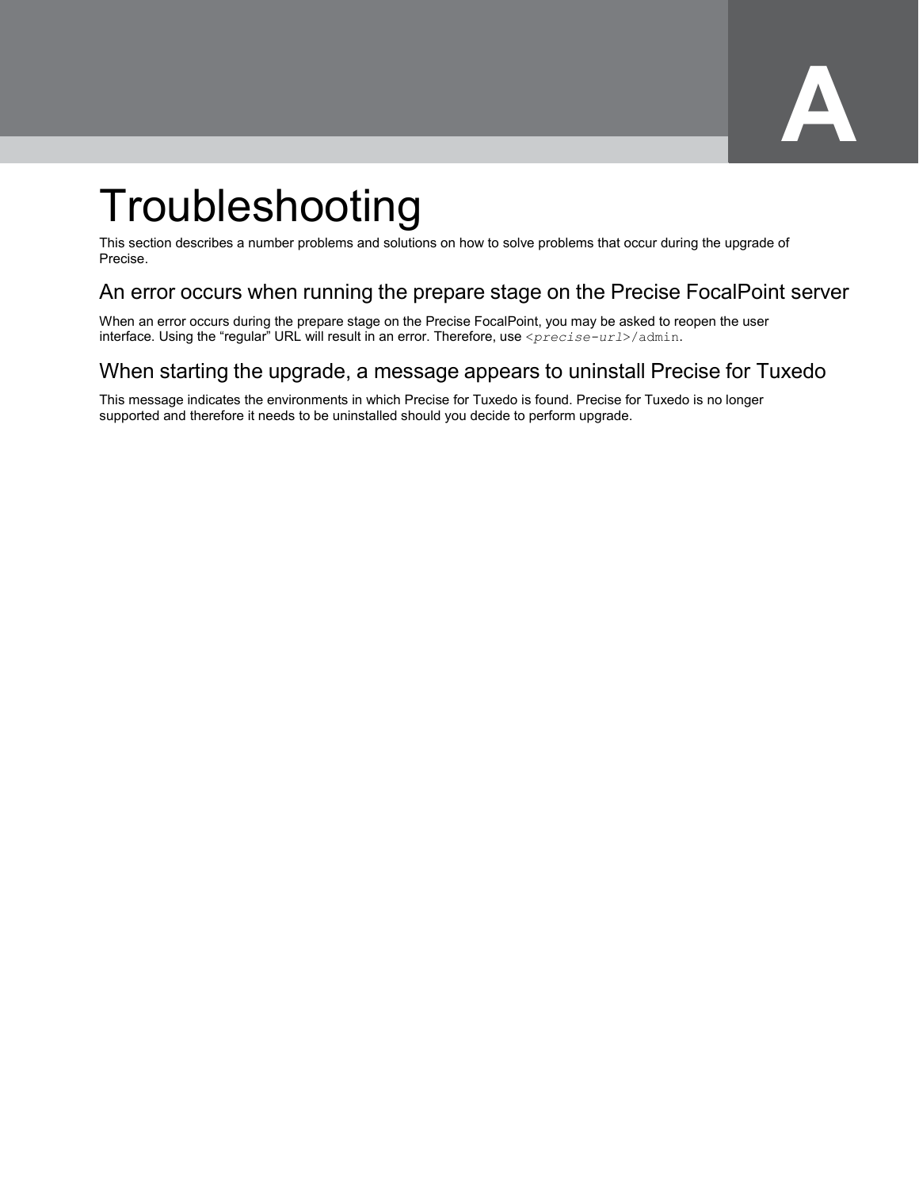A

# Troubleshooting

This section describes a number problems and solutions on how to solve problems that occur during the upgrade of Precise.

## An error occurs when running the prepare stage on the Precise FocalPoint server

When an error occurs during the prepare stage on the Precise FocalPoint, you may be asked to reopen the user interface. Using the “regular” URL will result in an error. Therefore, use `<precise-url>/admin`.

## When starting the upgrade, a message appears to uninstall Precise for Tuxedo

This message indicates the environments in which Precise for Tuxedo is found. Precise for Tuxedo is no longer supported and therefore it needs to be uninstalled should you decide to perform upgrade.